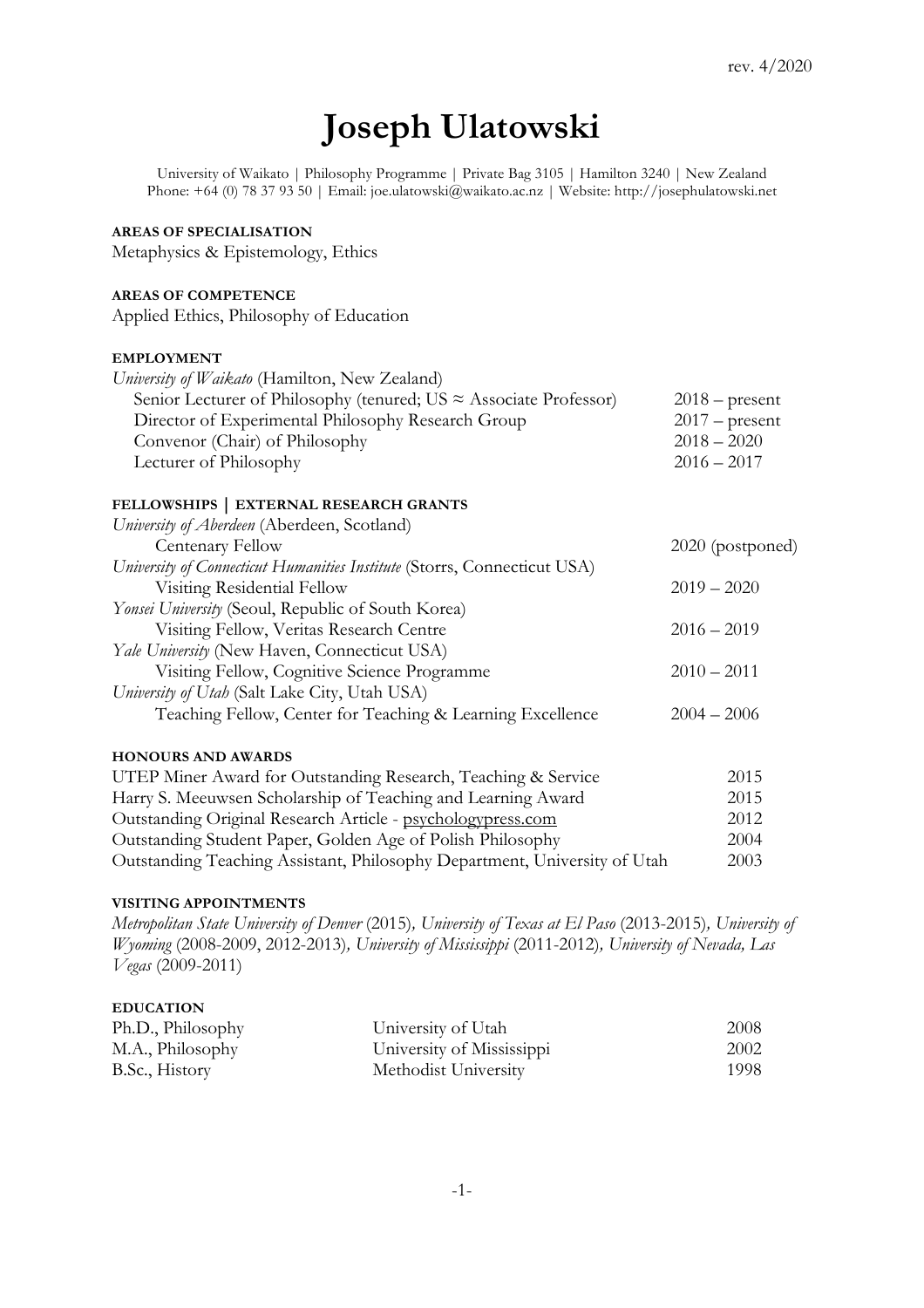rev. 4/2020

# Joseph Ulatowski

University of Waikato | Philosophy Programme | Private Bag 3105 | Hamilton 3240 | New Zealand
Phone: +64 (0) 78 37 93 50 | Email: joe.ulatowski@waikato.ac.nz | Website: http://josephulatowski.net

## AREAS OF SPECIALISATION

Metaphysics & Epistemology, Ethics

## AREAS OF COMPETENCE

Applied Ethics, Philosophy of Education

## EMPLOYMENT

*University of Waikato* (Hamilton, New Zealand)

| | |
|---|---|
| Senior Lecturer of Philosophy (tenured; US ≈ Associate Professor) | 2018 – present |
| Director of Experimental Philosophy Research Group | 2017 – present |
| Convenor (Chair) of Philosophy | 2018 – 2020 |
| Lecturer of Philosophy | 2016 – 2017 |

## FELLOWSHIPS | EXTERNAL RESEARCH GRANTS

*University of Aberdeen* (Aberdeen, Scotland)
Centenary Fellow — 2020 (postponed)

*University of Connecticut Humanities Institute* (Storrs, Connecticut USA)
Visiting Residential Fellow — 2019 – 2020

*Yonsei University* (Seoul, Republic of South Korea)
Visiting Fellow, Veritas Research Centre — 2016 – 2019

*Yale University* (New Haven, Connecticut USA)
Visiting Fellow, Cognitive Science Programme — 2010 – 2011

*University of Utah* (Salt Lake City, Utah USA)
Teaching Fellow, Center for Teaching & Learning Excellence — 2004 – 2006

## HONOURS AND AWARDS

| | |
|---|---|
| UTEP Miner Award for Outstanding Research, Teaching & Service | 2015 |
| Harry S. Meeuwsen Scholarship of Teaching and Learning Award | 2015 |
| Outstanding Original Research Article - psychologypress.com | 2012 |
| Outstanding Student Paper, Golden Age of Polish Philosophy | 2004 |
| Outstanding Teaching Assistant, Philosophy Department, University of Utah | 2003 |

## VISITING APPOINTMENTS

*Metropolitan State University of Denver* (2015), *University of Texas at El Paso* (2013-2015), *University of Wyoming* (2008-2009, 2012-2013), *University of Mississippi* (2011-2012), *University of Nevada, Las Vegas* (2009-2011)

## EDUCATION

| | | |
|---|---|---|
| Ph.D., Philosophy | University of Utah | 2008 |
| M.A., Philosophy | University of Mississippi | 2002 |
| B.Sc., History | Methodist University | 1998 |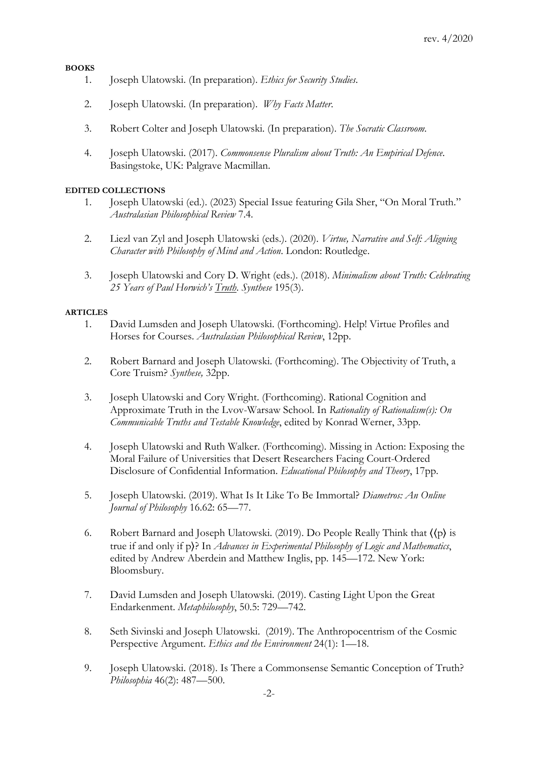rev. 4/2020

**BOOKS**

1. Joseph Ulatowski. (In preparation). *Ethics for Security Studies*.
2. Joseph Ulatowski. (In preparation). *Why Facts Matter*.
3. Robert Colter and Joseph Ulatowski. (In preparation). *The Socratic Classroom*.
4. Joseph Ulatowski. (2017). *Commonsense Pluralism about Truth: An Empirical Defence*. Basingstoke, UK: Palgrave Macmillan.

**EDITED COLLECTIONS**

1. Joseph Ulatowski (ed.). (2023) Special Issue featuring Gila Sher, "On Moral Truth." *Australasian Philosophical Review* 7.4.
2. Liezl van Zyl and Joseph Ulatowski (eds.). (2020). *Virtue, Narrative and Self: Aligning Character with Philosophy of Mind and Action*. London: Routledge.
3. Joseph Ulatowski and Cory D. Wright (eds.). (2018). *Minimalism about Truth: Celebrating 25 Years of Paul Horwich's Truth*. *Synthese* 195(3).

**ARTICLES**

1. David Lumsden and Joseph Ulatowski. (Forthcoming). Help! Virtue Profiles and Horses for Courses. *Australasian Philosophical Review*, 12pp.
2. Robert Barnard and Joseph Ulatowski. (Forthcoming). The Objectivity of Truth, a Core Truism? *Synthese,* 32pp.
3. Joseph Ulatowski and Cory Wright. (Forthcoming). Rational Cognition and Approximate Truth in the Lvov-Warsaw School. In *Rationality of Rationalism(s): On Communicable Truths and Testable Knowledge*, edited by Konrad Werner, 33pp.
4. Joseph Ulatowski and Ruth Walker. (Forthcoming). Missing in Action: Exposing the Moral Failure of Universities that Desert Researchers Facing Court-Ordered Disclosure of Confidential Information. *Educational Philosophy and Theory*, 17pp.
5. Joseph Ulatowski. (2019). What Is It Like To Be Immortal? *Diametros: An Online Journal of Philosophy* 16.62: 65—77.
6. Robert Barnard and Joseph Ulatowski. (2019). Do People Really Think that ⟨⟨p⟩ is true if and only if p⟩? In *Advances in Experimental Philosophy of Logic and Mathematics*, edited by Andrew Aberdein and Matthew Inglis, pp. 145—172. New York: Bloomsbury.
7. David Lumsden and Joseph Ulatowski. (2019). Casting Light Upon the Great Endarkenment. *Metaphilosophy*, 50.5: 729—742.
8. Seth Sivinski and Joseph Ulatowski. (2019). The Anthropocentrism of the Cosmic Perspective Argument. *Ethics and the Environment* 24(1): 1—18.
9. Joseph Ulatowski. (2018). Is There a Commonsense Semantic Conception of Truth? *Philosophia* 46(2): 487—500.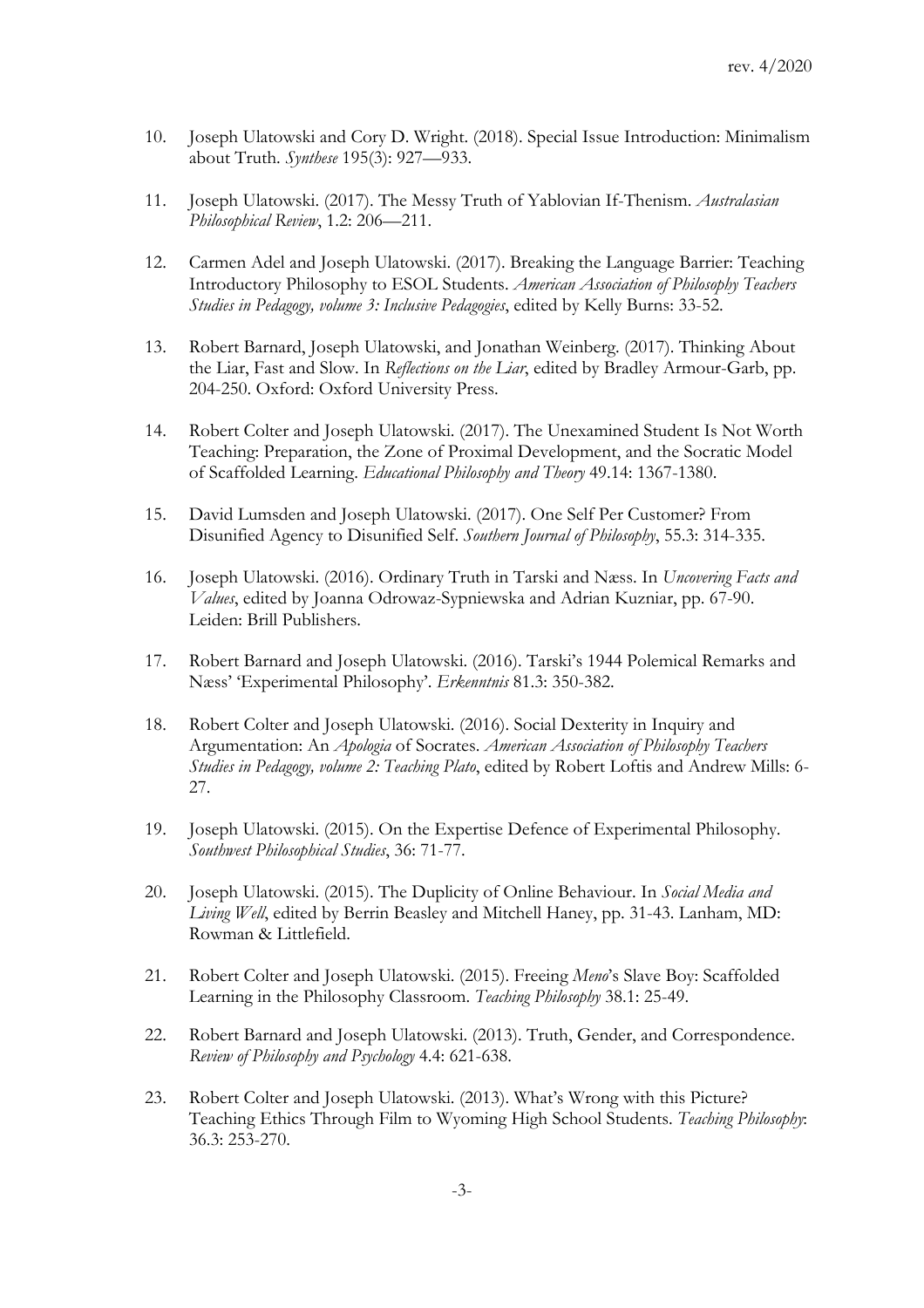10. Joseph Ulatowski and Cory D. Wright. (2018). Special Issue Introduction: Minimalism about Truth. *Synthese* 195(3): 927—933.

11. Joseph Ulatowski. (2017). The Messy Truth of Yablovian If-Thenism. *Australasian Philosophical Review*, 1.2: 206—211.

12. Carmen Adel and Joseph Ulatowski. (2017). Breaking the Language Barrier: Teaching Introductory Philosophy to ESOL Students. *American Association of Philosophy Teachers Studies in Pedagogy, volume 3: Inclusive Pedagogies*, edited by Kelly Burns: 33-52.

13. Robert Barnard, Joseph Ulatowski, and Jonathan Weinberg. (2017). Thinking About the Liar, Fast and Slow. In *Reflections on the Liar*, edited by Bradley Armour-Garb, pp. 204-250. Oxford: Oxford University Press.

14. Robert Colter and Joseph Ulatowski. (2017). The Unexamined Student Is Not Worth Teaching: Preparation, the Zone of Proximal Development, and the Socratic Model of Scaffolded Learning. *Educational Philosophy and Theory* 49.14: 1367-1380.

15. David Lumsden and Joseph Ulatowski. (2017). One Self Per Customer? From Disunified Agency to Disunified Self. *Southern Journal of Philosophy*, 55.3: 314-335.

16. Joseph Ulatowski. (2016). Ordinary Truth in Tarski and Næss. In *Uncovering Facts and Values*, edited by Joanna Odrowaz-Sypniewska and Adrian Kuzniar, pp. 67-90. Leiden: Brill Publishers.

17. Robert Barnard and Joseph Ulatowski. (2016). Tarski's 1944 Polemical Remarks and Næss' 'Experimental Philosophy'. *Erkenntnis* 81.3: 350-382.

18. Robert Colter and Joseph Ulatowski. (2016). Social Dexterity in Inquiry and Argumentation: An *Apologia* of Socrates. *American Association of Philosophy Teachers Studies in Pedagogy, volume 2: Teaching Plato*, edited by Robert Loftis and Andrew Mills: 6-27.

19. Joseph Ulatowski. (2015). On the Expertise Defence of Experimental Philosophy. *Southwest Philosophical Studies*, 36: 71-77.

20. Joseph Ulatowski. (2015). The Duplicity of Online Behaviour. In *Social Media and Living Well*, edited by Berrin Beasley and Mitchell Haney, pp. 31-43. Lanham, MD: Rowman & Littlefield.

21. Robert Colter and Joseph Ulatowski. (2015). Freeing *Meno*'s Slave Boy: Scaffolded Learning in the Philosophy Classroom. *Teaching Philosophy* 38.1: 25-49.

22. Robert Barnard and Joseph Ulatowski. (2013). Truth, Gender, and Correspondence. *Review of Philosophy and Psychology* 4.4: 621-638.

23. Robert Colter and Joseph Ulatowski. (2013). What's Wrong with this Picture? Teaching Ethics Through Film to Wyoming High School Students. *Teaching Philosophy*: 36.3: 253-270.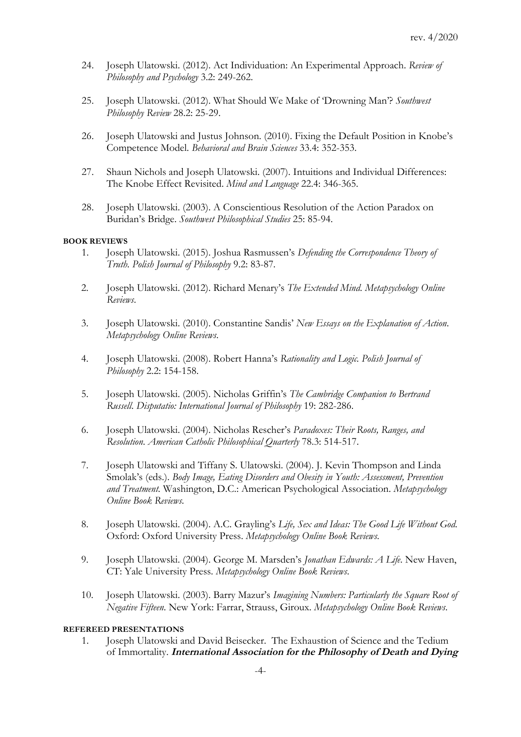24. Joseph Ulatowski. (2012). Act Individuation: An Experimental Approach. *Review of Philosophy and Psychology* 3.2: 249-262.

25. Joseph Ulatowski. (2012). What Should We Make of 'Drowning Man'? *Southwest Philosophy Review* 28.2: 25-29.

26. Joseph Ulatowski and Justus Johnson. (2010). Fixing the Default Position in Knobe's Competence Model. *Behavioral and Brain Sciences* 33.4: 352-353.

27. Shaun Nichols and Joseph Ulatowski. (2007). Intuitions and Individual Differences: The Knobe Effect Revisited. *Mind and Language* 22.4: 346-365.

28. Joseph Ulatowski. (2003). A Conscientious Resolution of the Action Paradox on Buridan's Bridge. *Southwest Philosophical Studies* 25: 85-94.

**BOOK REVIEWS**

1. Joseph Ulatowski. (2015). Joshua Rasmussen's *Defending the Correspondence Theory of Truth*. *Polish Journal of Philosophy* 9.2: 83-87.

2. Joseph Ulatowski. (2012). Richard Menary's *The Extended Mind*. *Metapsychology Online Reviews*.

3. Joseph Ulatowski. (2010). Constantine Sandis' *New Essays on the Explanation of Action*. *Metapsychology Online Reviews*.

4. Joseph Ulatowski. (2008). Robert Hanna's *Rationality and Logic*. *Polish Journal of Philosophy* 2.2: 154-158.

5. Joseph Ulatowski. (2005). Nicholas Griffin's *The Cambridge Companion to Bertrand Russell*. *Disputatio: International Journal of Philosophy* 19: 282-286.

6. Joseph Ulatowski. (2004). Nicholas Rescher's *Paradoxes: Their Roots, Ranges, and Resolution*. *American Catholic Philosophical Quarterly* 78.3: 514-517.

7. Joseph Ulatowski and Tiffany S. Ulatowski. (2004). J. Kevin Thompson and Linda Smolak's (eds.). *Body Image, Eating Disorders and Obesity in Youth: Assessment, Prevention and Treatment*. Washington, D.C.: American Psychological Association. *Metapsychology Online Book Reviews*.

8. Joseph Ulatowski. (2004). A.C. Grayling's *Life, Sex and Ideas: The Good Life Without God*. Oxford: Oxford University Press. *Metapsychology Online Book Reviews*.

9. Joseph Ulatowski. (2004). George M. Marsden's *Jonathan Edwards: A Life*. New Haven, CT: Yale University Press. *Metapsychology Online Book Reviews*.

10. Joseph Ulatowski. (2003). Barry Mazur's *Imagining Numbers: Particularly the Square Root of Negative Fifteen*. New York: Farrar, Strauss, Giroux. *Metapsychology Online Book Reviews*.

**REFEREED PRESENTATIONS**

1. Joseph Ulatowski and David Beisecker. The Exhaustion of Science and the Tedium of Immortality. ***International Association for the Philosophy of Death and Dying***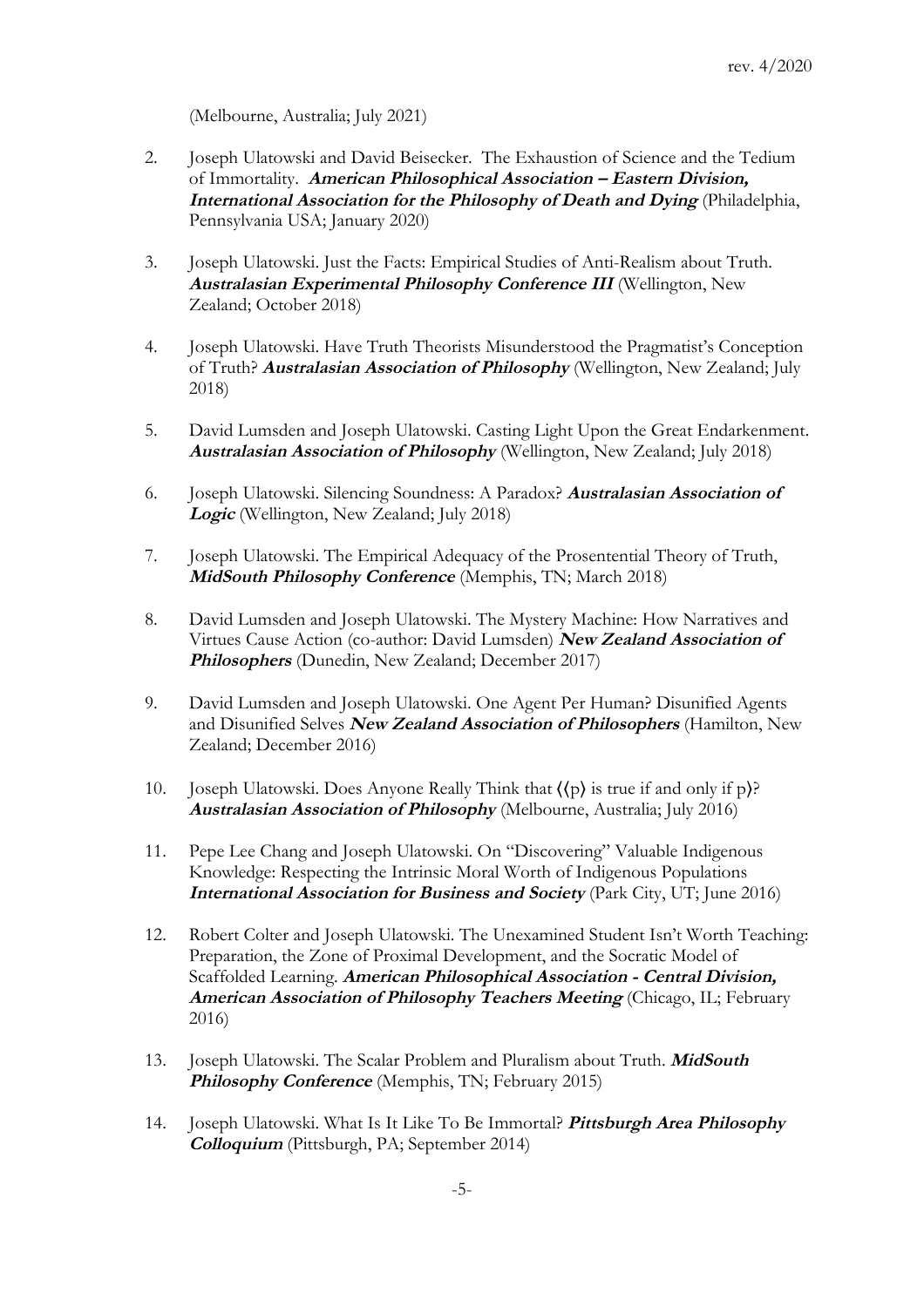(Melbourne, Australia; July 2021)

2. Joseph Ulatowski and David Beisecker. The Exhaustion of Science and the Tedium of Immortality. ***American Philosophical Association – Eastern Division, International Association for the Philosophy of Death and Dying*** (Philadelphia, Pennsylvania USA; January 2020)

3. Joseph Ulatowski. Just the Facts: Empirical Studies of Anti-Realism about Truth. ***Australasian Experimental Philosophy Conference III*** (Wellington, New Zealand; October 2018)

4. Joseph Ulatowski. Have Truth Theorists Misunderstood the Pragmatist's Conception of Truth? ***Australasian Association of Philosophy*** (Wellington, New Zealand; July 2018)

5. David Lumsden and Joseph Ulatowski. Casting Light Upon the Great Endarkenment. ***Australasian Association of Philosophy*** (Wellington, New Zealand; July 2018)

6. Joseph Ulatowski. Silencing Soundness: A Paradox? ***Australasian Association of Logic*** (Wellington, New Zealand; July 2018)

7. Joseph Ulatowski. The Empirical Adequacy of the Prosentential Theory of Truth, ***MidSouth Philosophy Conference*** (Memphis, TN; March 2018)

8. David Lumsden and Joseph Ulatowski. The Mystery Machine: How Narratives and Virtues Cause Action (co-author: David Lumsden) ***New Zealand Association of Philosophers*** (Dunedin, New Zealand; December 2017)

9. David Lumsden and Joseph Ulatowski. One Agent Per Human? Disunified Agents and Disunified Selves ***New Zealand Association of Philosophers*** (Hamilton, New Zealand; December 2016)

10. Joseph Ulatowski. Does Anyone Really Think that ⟨⟨p⟩ is true if and only if p⟩? ***Australasian Association of Philosophy*** (Melbourne, Australia; July 2016)

11. Pepe Lee Chang and Joseph Ulatowski. On "Discovering" Valuable Indigenous Knowledge: Respecting the Intrinsic Moral Worth of Indigenous Populations ***International Association for Business and Society*** (Park City, UT; June 2016)

12. Robert Colter and Joseph Ulatowski. The Unexamined Student Isn't Worth Teaching: Preparation, the Zone of Proximal Development, and the Socratic Model of Scaffolded Learning. ***American Philosophical Association - Central Division, American Association of Philosophy Teachers Meeting*** (Chicago, IL; February 2016)

13. Joseph Ulatowski. The Scalar Problem and Pluralism about Truth. ***MidSouth Philosophy Conference*** (Memphis, TN; February 2015)

14. Joseph Ulatowski. What Is It Like To Be Immortal? ***Pittsburgh Area Philosophy Colloquium*** (Pittsburgh, PA; September 2014)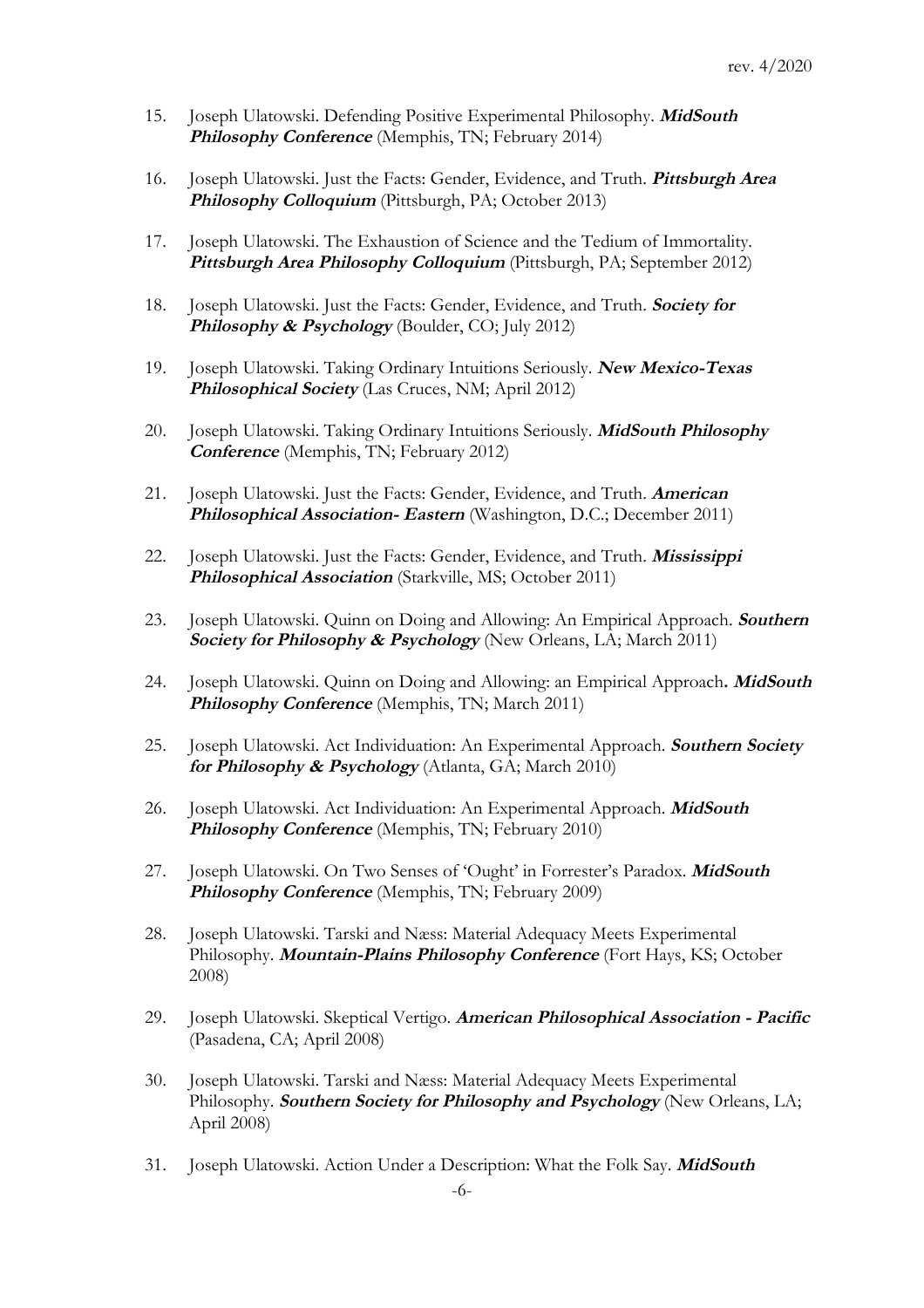15. Joseph Ulatowski. Defending Positive Experimental Philosophy. ***MidSouth Philosophy Conference*** (Memphis, TN; February 2014)

16. Joseph Ulatowski. Just the Facts: Gender, Evidence, and Truth. ***Pittsburgh Area Philosophy Colloquium*** (Pittsburgh, PA; October 2013)

17. Joseph Ulatowski. The Exhaustion of Science and the Tedium of Immortality. ***Pittsburgh Area Philosophy Colloquium*** (Pittsburgh, PA; September 2012)

18. Joseph Ulatowski. Just the Facts: Gender, Evidence, and Truth. ***Society for Philosophy & Psychology*** (Boulder, CO; July 2012)

19. Joseph Ulatowski. Taking Ordinary Intuitions Seriously. ***New Mexico-Texas Philosophical Society*** (Las Cruces, NM; April 2012)

20. Joseph Ulatowski. Taking Ordinary Intuitions Seriously. ***MidSouth Philosophy Conference*** (Memphis, TN; February 2012)

21. Joseph Ulatowski. Just the Facts: Gender, Evidence, and Truth. ***American Philosophical Association- Eastern*** (Washington, D.C.; December 2011)

22. Joseph Ulatowski. Just the Facts: Gender, Evidence, and Truth. ***Mississippi Philosophical Association*** (Starkville, MS; October 2011)

23. Joseph Ulatowski. Quinn on Doing and Allowing: An Empirical Approach. ***Southern Society for Philosophy & Psychology*** (New Orleans, LA; March 2011)

24. Joseph Ulatowski. Quinn on Doing and Allowing: an Empirical Approach**.** ***MidSouth Philosophy Conference*** (Memphis, TN; March 2011)

25. Joseph Ulatowski. Act Individuation: An Experimental Approach. ***Southern Society for Philosophy & Psychology*** (Atlanta, GA; March 2010)

26. Joseph Ulatowski. Act Individuation: An Experimental Approach. ***MidSouth Philosophy Conference*** (Memphis, TN; February 2010)

27. Joseph Ulatowski. On Two Senses of 'Ought' in Forrester's Paradox. ***MidSouth Philosophy Conference*** (Memphis, TN; February 2009)

28. Joseph Ulatowski. Tarski and Næss: Material Adequacy Meets Experimental Philosophy. ***Mountain-Plains Philosophy Conference*** (Fort Hays, KS; October 2008)

29. Joseph Ulatowski. Skeptical Vertigo. ***American Philosophical Association - Pacific*** (Pasadena, CA; April 2008)

30. Joseph Ulatowski. Tarski and Næss: Material Adequacy Meets Experimental Philosophy. ***Southern Society for Philosophy and Psychology*** (New Orleans, LA; April 2008)

31. Joseph Ulatowski. Action Under a Description: What the Folk Say. ***MidSouth***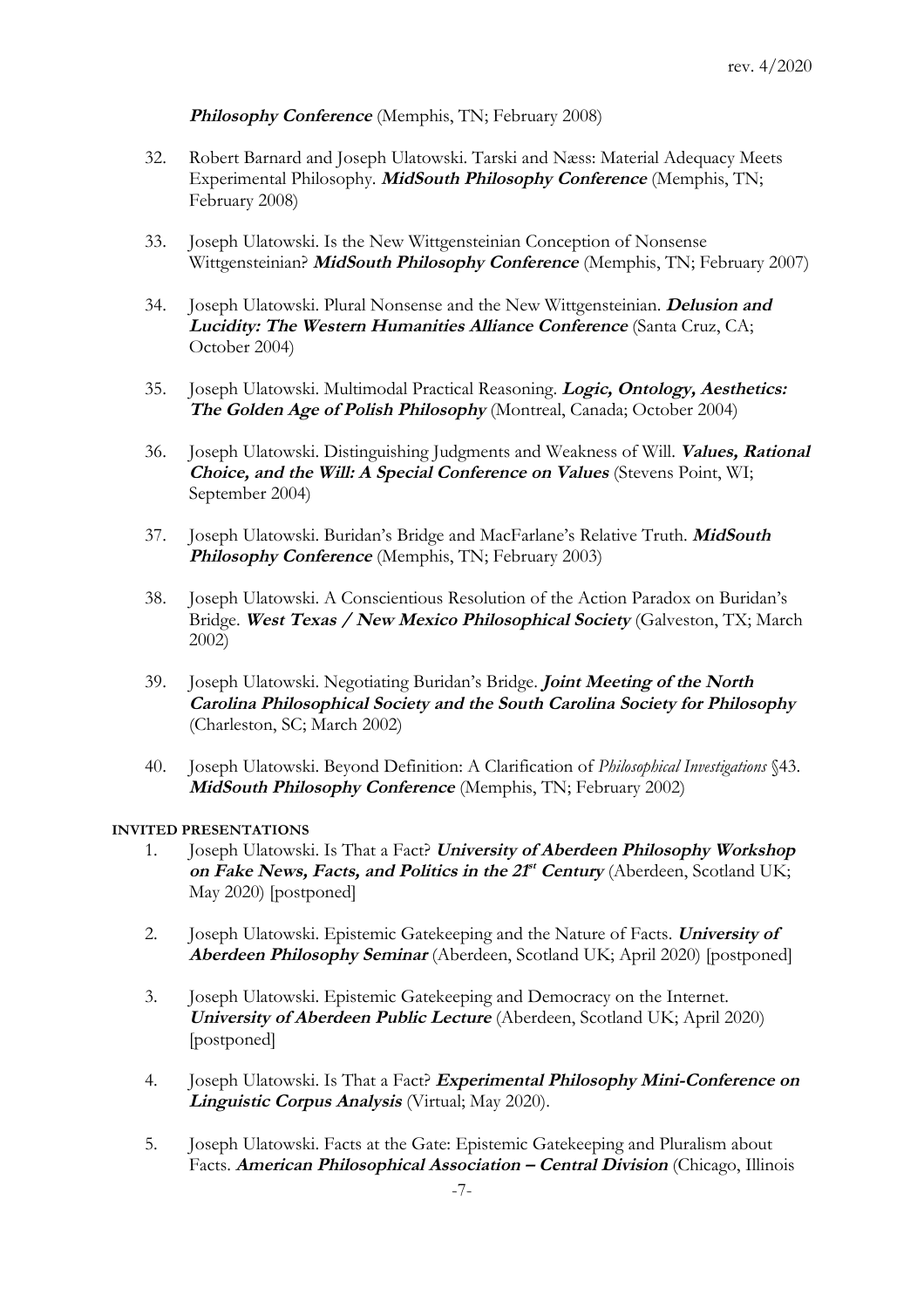***Philosophy Conference*** (Memphis, TN; February 2008)

32. Robert Barnard and Joseph Ulatowski. Tarski and Næss: Material Adequacy Meets Experimental Philosophy. ***MidSouth Philosophy Conference*** (Memphis, TN; February 2008)

33. Joseph Ulatowski. Is the New Wittgensteinian Conception of Nonsense Wittgensteinian? ***MidSouth Philosophy Conference*** (Memphis, TN; February 2007)

34. Joseph Ulatowski. Plural Nonsense and the New Wittgensteinian. ***Delusion and Lucidity: The Western Humanities Alliance Conference*** (Santa Cruz, CA; October 2004)

35. Joseph Ulatowski. Multimodal Practical Reasoning. ***Logic, Ontology, Aesthetics: The Golden Age of Polish Philosophy*** (Montreal, Canada; October 2004)

36. Joseph Ulatowski. Distinguishing Judgments and Weakness of Will. ***Values, Rational Choice, and the Will: A Special Conference on Values*** (Stevens Point, WI; September 2004)

37. Joseph Ulatowski. Buridan's Bridge and MacFarlane's Relative Truth. ***MidSouth Philosophy Conference*** (Memphis, TN; February 2003)

38. Joseph Ulatowski. A Conscientious Resolution of the Action Paradox on Buridan's Bridge. ***West Texas / New Mexico Philosophical Society*** (Galveston, TX; March 2002)

39. Joseph Ulatowski. Negotiating Buridan's Bridge. ***Joint Meeting of the North Carolina Philosophical Society and the South Carolina Society for Philosophy*** (Charleston, SC; March 2002)

40. Joseph Ulatowski. Beyond Definition: A Clarification of *Philosophical Investigations* §43. ***MidSouth Philosophy Conference*** (Memphis, TN; February 2002)

**INVITED PRESENTATIONS**

1. Joseph Ulatowski. Is That a Fact? ***University of Aberdeen Philosophy Workshop on Fake News, Facts, and Politics in the 21st Century*** (Aberdeen, Scotland UK; May 2020) [postponed]

2. Joseph Ulatowski. Epistemic Gatekeeping and the Nature of Facts. ***University of Aberdeen Philosophy Seminar*** (Aberdeen, Scotland UK; April 2020) [postponed]

3. Joseph Ulatowski. Epistemic Gatekeeping and Democracy on the Internet. ***University of Aberdeen Public Lecture*** (Aberdeen, Scotland UK; April 2020) [postponed]

4. Joseph Ulatowski. Is That a Fact? ***Experimental Philosophy Mini-Conference on Linguistic Corpus Analysis*** (Virtual; May 2020).

5. Joseph Ulatowski. Facts at the Gate: Epistemic Gatekeeping and Pluralism about Facts. ***American Philosophical Association – Central Division*** (Chicago, Illinois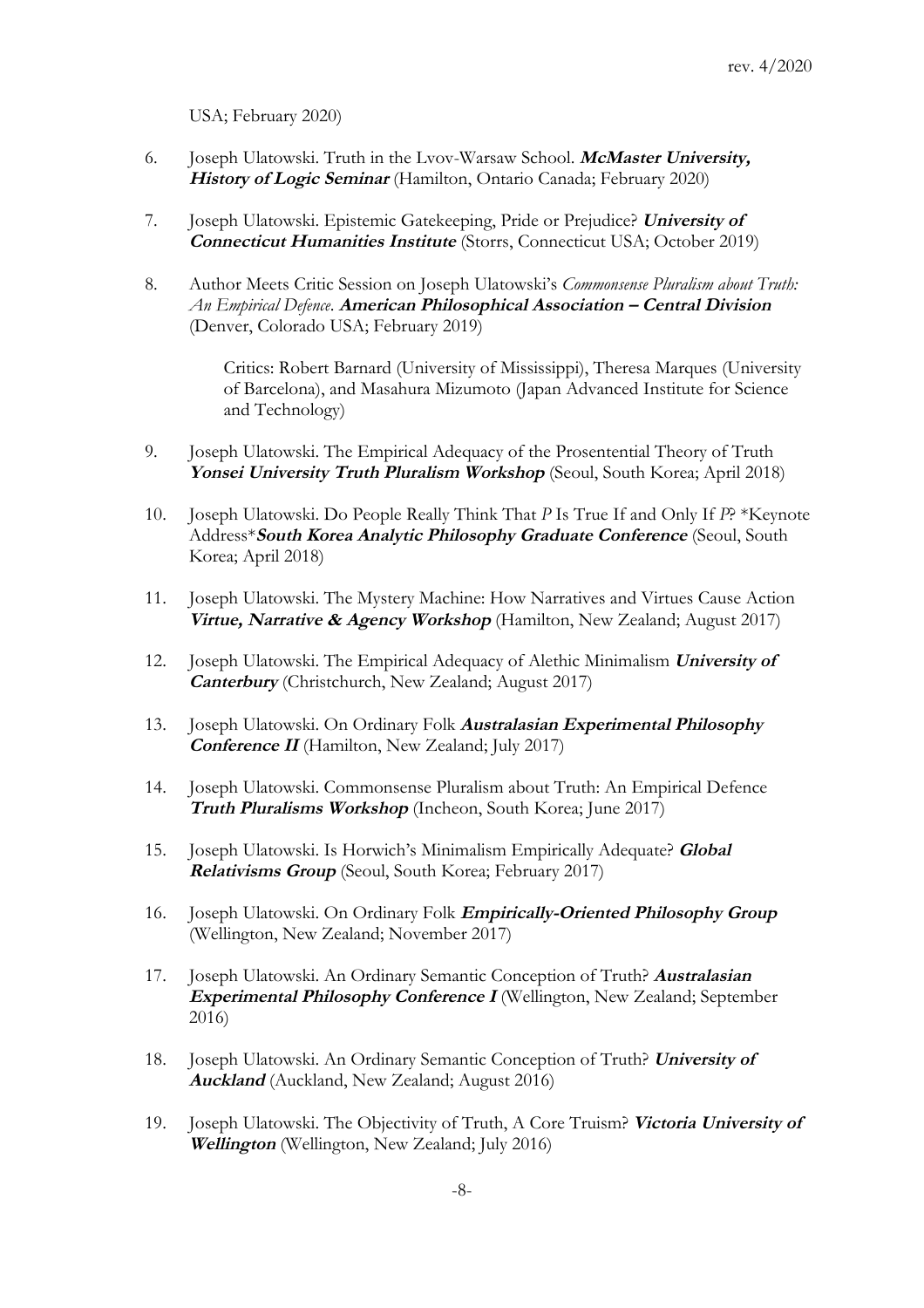USA; February 2020)

6. Joseph Ulatowski. Truth in the Lvov-Warsaw School. ***McMaster University, History of Logic Seminar*** (Hamilton, Ontario Canada; February 2020)

7. Joseph Ulatowski. Epistemic Gatekeeping, Pride or Prejudice? ***University of Connecticut Humanities Institute*** (Storrs, Connecticut USA; October 2019)

8. Author Meets Critic Session on Joseph Ulatowski's *Commonsense Pluralism about Truth: An Empirical Defence*. ***American Philosophical Association – Central Division*** (Denver, Colorado USA; February 2019)

   Critics: Robert Barnard (University of Mississippi), Theresa Marques (University of Barcelona), and Masahura Mizumoto (Japan Advanced Institute for Science and Technology)

9. Joseph Ulatowski. The Empirical Adequacy of the Prosentential Theory of Truth ***Yonsei University Truth Pluralism Workshop*** (Seoul, South Korea; April 2018)

10. Joseph Ulatowski. Do People Really Think That *P* Is True If and Only If *P*? *Keynote Address****South Korea Analytic Philosophy Graduate Conference*** (Seoul, South Korea; April 2018)

11. Joseph Ulatowski. The Mystery Machine: How Narratives and Virtues Cause Action ***Virtue, Narrative & Agency Workshop*** (Hamilton, New Zealand; August 2017)

12. Joseph Ulatowski. The Empirical Adequacy of Alethic Minimalism ***University of Canterbury*** (Christchurch, New Zealand; August 2017)

13. Joseph Ulatowski. On Ordinary Folk ***Australasian Experimental Philosophy Conference II*** (Hamilton, New Zealand; July 2017)

14. Joseph Ulatowski. Commonsense Pluralism about Truth: An Empirical Defence ***Truth Pluralisms Workshop*** (Incheon, South Korea; June 2017)

15. Joseph Ulatowski. Is Horwich's Minimalism Empirically Adequate? ***Global Relativisms Group*** (Seoul, South Korea; February 2017)

16. Joseph Ulatowski. On Ordinary Folk ***Empirically-Oriented Philosophy Group*** (Wellington, New Zealand; November 2017)

17. Joseph Ulatowski. An Ordinary Semantic Conception of Truth? ***Australasian Experimental Philosophy Conference I*** (Wellington, New Zealand; September 2016)

18. Joseph Ulatowski. An Ordinary Semantic Conception of Truth? ***University of Auckland*** (Auckland, New Zealand; August 2016)

19. Joseph Ulatowski. The Objectivity of Truth, A Core Truism? ***Victoria University of Wellington*** (Wellington, New Zealand; July 2016)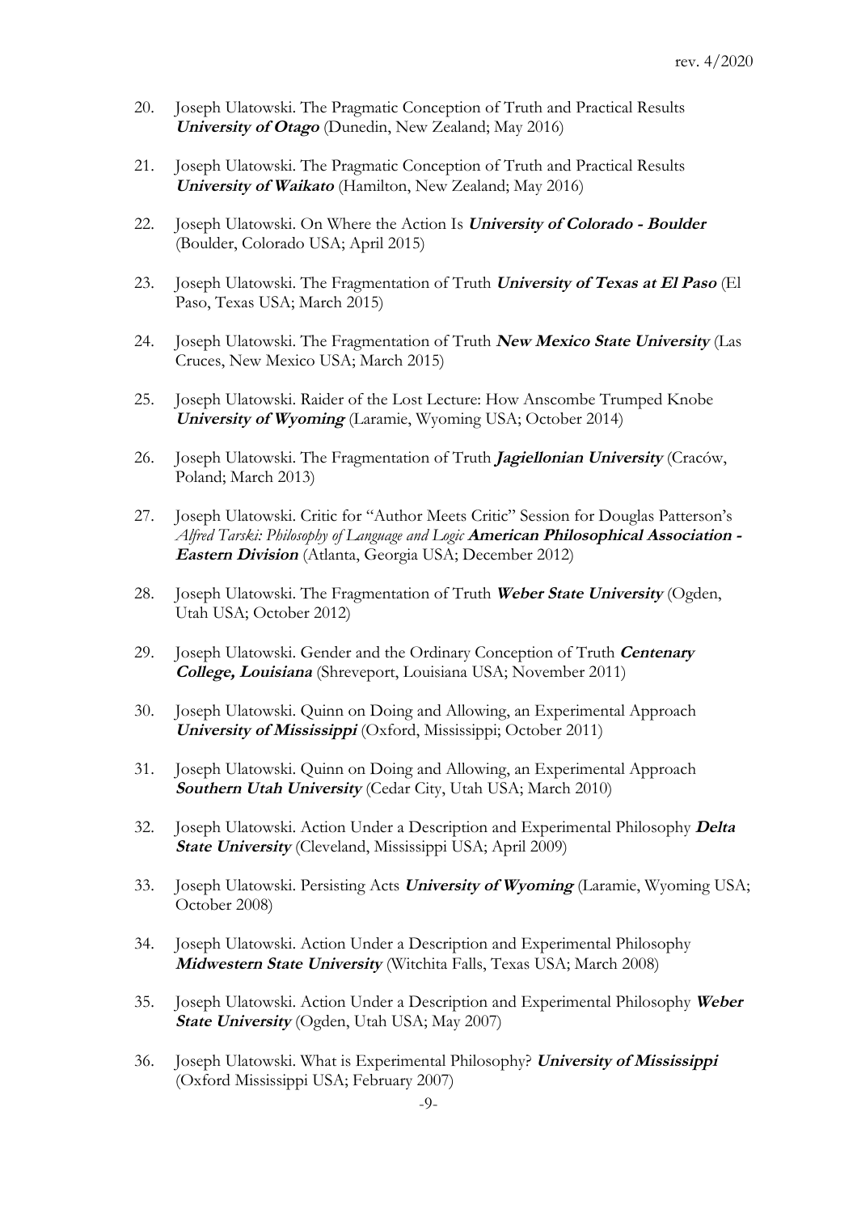20. Joseph Ulatowski. The Pragmatic Conception of Truth and Practical Results ***University of Otago*** (Dunedin, New Zealand; May 2016)

21. Joseph Ulatowski. The Pragmatic Conception of Truth and Practical Results ***University of Waikato*** (Hamilton, New Zealand; May 2016)

22. Joseph Ulatowski. On Where the Action Is ***University of Colorado - Boulder*** (Boulder, Colorado USA; April 2015)

23. Joseph Ulatowski. The Fragmentation of Truth ***University of Texas at El Paso*** (El Paso, Texas USA; March 2015)

24. Joseph Ulatowski. The Fragmentation of Truth ***New Mexico State University*** (Las Cruces, New Mexico USA; March 2015)

25. Joseph Ulatowski. Raider of the Lost Lecture: How Anscombe Trumped Knobe ***University of Wyoming*** (Laramie, Wyoming USA; October 2014)

26. Joseph Ulatowski. The Fragmentation of Truth ***Jagiellonian University*** (Craców, Poland; March 2013)

27. Joseph Ulatowski. Critic for "Author Meets Critic" Session for Douglas Patterson's *Alfred Tarski: Philosophy of Language and Logic* ***American Philosophical Association - Eastern Division*** (Atlanta, Georgia USA; December 2012)

28. Joseph Ulatowski. The Fragmentation of Truth ***Weber State University*** (Ogden, Utah USA; October 2012)

29. Joseph Ulatowski. Gender and the Ordinary Conception of Truth ***Centenary College, Louisiana*** (Shreveport, Louisiana USA; November 2011)

30. Joseph Ulatowski. Quinn on Doing and Allowing, an Experimental Approach ***University of Mississippi*** (Oxford, Mississippi; October 2011)

31. Joseph Ulatowski. Quinn on Doing and Allowing, an Experimental Approach ***Southern Utah University*** (Cedar City, Utah USA; March 2010)

32. Joseph Ulatowski. Action Under a Description and Experimental Philosophy ***Delta State University*** (Cleveland, Mississippi USA; April 2009)

33. Joseph Ulatowski. Persisting Acts ***University of Wyoming*** (Laramie, Wyoming USA; October 2008)

34. Joseph Ulatowski. Action Under a Description and Experimental Philosophy ***Midwestern State University*** (Witchita Falls, Texas USA; March 2008)

35. Joseph Ulatowski. Action Under a Description and Experimental Philosophy ***Weber State University*** (Ogden, Utah USA; May 2007)

36. Joseph Ulatowski. What is Experimental Philosophy? ***University of Mississippi*** (Oxford Mississippi USA; February 2007)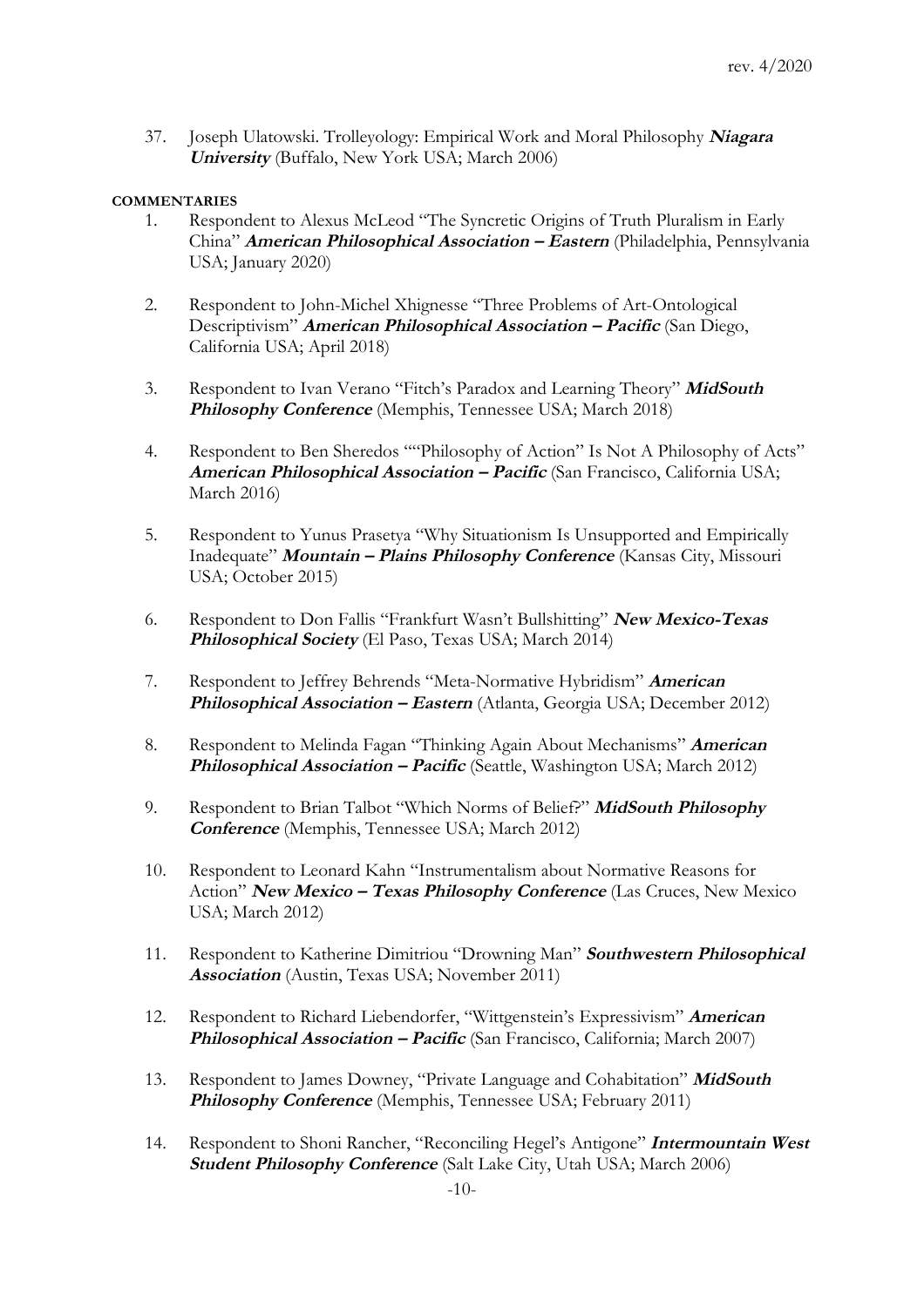37. Joseph Ulatowski. Trolleyology: Empirical Work and Moral Philosophy ***Niagara University*** (Buffalo, New York USA; March 2006)

**COMMENTARIES**

1. Respondent to Alexus McLeod "The Syncretic Origins of Truth Pluralism in Early China" ***American Philosophical Association – Eastern*** (Philadelphia, Pennsylvania USA; January 2020)

2. Respondent to John-Michel Xhignesse "Three Problems of Art-Ontological Descriptivism" ***American Philosophical Association – Pacific*** (San Diego, California USA; April 2018)

3. Respondent to Ivan Verano "Fitch's Paradox and Learning Theory" ***MidSouth Philosophy Conference*** (Memphis, Tennessee USA; March 2018)

4. Respondent to Ben Sheredos ""Philosophy of Action" Is Not A Philosophy of Acts" ***American Philosophical Association – Pacific*** (San Francisco, California USA; March 2016)

5. Respondent to Yunus Prasetya "Why Situationism Is Unsupported and Empirically Inadequate" ***Mountain – Plains Philosophy Conference*** (Kansas City, Missouri USA; October 2015)

6. Respondent to Don Fallis "Frankfurt Wasn't Bullshitting" ***New Mexico-Texas Philosophical Society*** (El Paso, Texas USA; March 2014)

7. Respondent to Jeffrey Behrends "Meta-Normative Hybridism" ***American Philosophical Association – Eastern*** (Atlanta, Georgia USA; December 2012)

8. Respondent to Melinda Fagan "Thinking Again About Mechanisms" ***American Philosophical Association – Pacific*** (Seattle, Washington USA; March 2012)

9. Respondent to Brian Talbot "Which Norms of Belief?" ***MidSouth Philosophy Conference*** (Memphis, Tennessee USA; March 2012)

10. Respondent to Leonard Kahn "Instrumentalism about Normative Reasons for Action" ***New Mexico – Texas Philosophy Conference*** (Las Cruces, New Mexico USA; March 2012)

11. Respondent to Katherine Dimitriou "Drowning Man" ***Southwestern Philosophical Association*** (Austin, Texas USA; November 2011)

12. Respondent to Richard Liebendorfer, "Wittgenstein's Expressivism" ***American Philosophical Association – Pacific*** (San Francisco, California; March 2007)

13. Respondent to James Downey, "Private Language and Cohabitation" ***MidSouth Philosophy Conference*** (Memphis, Tennessee USA; February 2011)

14. Respondent to Shoni Rancher, "Reconciling Hegel's Antigone" ***Intermountain West Student Philosophy Conference*** (Salt Lake City, Utah USA; March 2006)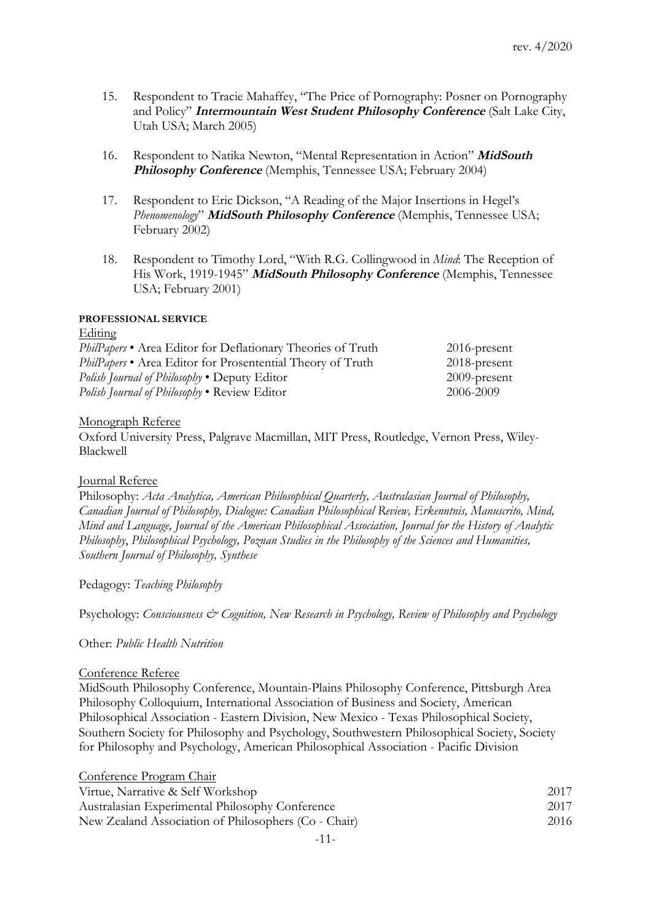15. Respondent to Tracie Mahaffey, "The Price of Pornography: Posner on Pornography and Policy" ***Intermountain West Student Philosophy Conference*** (Salt Lake City, Utah USA; March 2005)

16. Respondent to Natika Newton, "Mental Representation in Action" ***MidSouth Philosophy Conference*** (Memphis, Tennessee USA; February 2004)

17. Respondent to Eric Dickson, "A Reading of the Major Insertions in Hegel's *Phenomenology*" ***MidSouth Philosophy Conference*** (Memphis, Tennessee USA; February 2002)

18. Respondent to Timothy Lord, "With R.G. Collingwood in *Mind*: The Reception of His Work, 1919-1945" ***MidSouth Philosophy Conference*** (Memphis, Tennessee USA; February 2001)

**PROFESSIONAL SERVICE**

Editing

| | |
|---|---|
| *PhilPapers* • Area Editor for Deflationary Theories of Truth | 2016-present |
| *PhilPapers* • Area Editor for Prosentential Theory of Truth | 2018-present |
| *Polish Journal of Philosophy* • Deputy Editor | 2009-present |
| *Polish Journal of Philosophy* • Review Editor | 2006-2009 |

Monograph Referee

Oxford University Press, Palgrave Macmillan, MIT Press, Routledge, Vernon Press, Wiley-Blackwell

Journal Referee

Philosophy: *Acta Analytica, American Philosophical Quarterly, Australasian Journal of Philosophy, Canadian Journal of Philosophy, Dialogue: Canadian Philosophical Review, Erkenntnis, Manuscrito, Mind, Mind and Language, Journal of the American Philosophical Association, Journal for the History of Analytic Philosophy*, *Philosophical Psychology, Poznan Studies in the Philosophy of the Sciences and Humanities, Southern Journal of Philosophy, Synthese*

Pedagogy: *Teaching Philosophy*

Psychology: *Consciousness & Cognition, New Research in Psychology, Review of Philosophy and Psychology*

Other: *Public Health Nutrition*

Conference Referee

MidSouth Philosophy Conference, Mountain-Plains Philosophy Conference, Pittsburgh Area Philosophy Colloquium, International Association of Business and Society, American Philosophical Association - Eastern Division, New Mexico - Texas Philosophical Society, Southern Society for Philosophy and Psychology, Southwestern Philosophical Society, Society for Philosophy and Psychology, American Philosophical Association - Pacific Division

Conference Program Chair

| | |
|---|---|
| Virtue, Narrative & Self Workshop | 2017 |
| Australasian Experimental Philosophy Conference | 2017 |
| New Zealand Association of Philosophers (Co - Chair) | 2016 |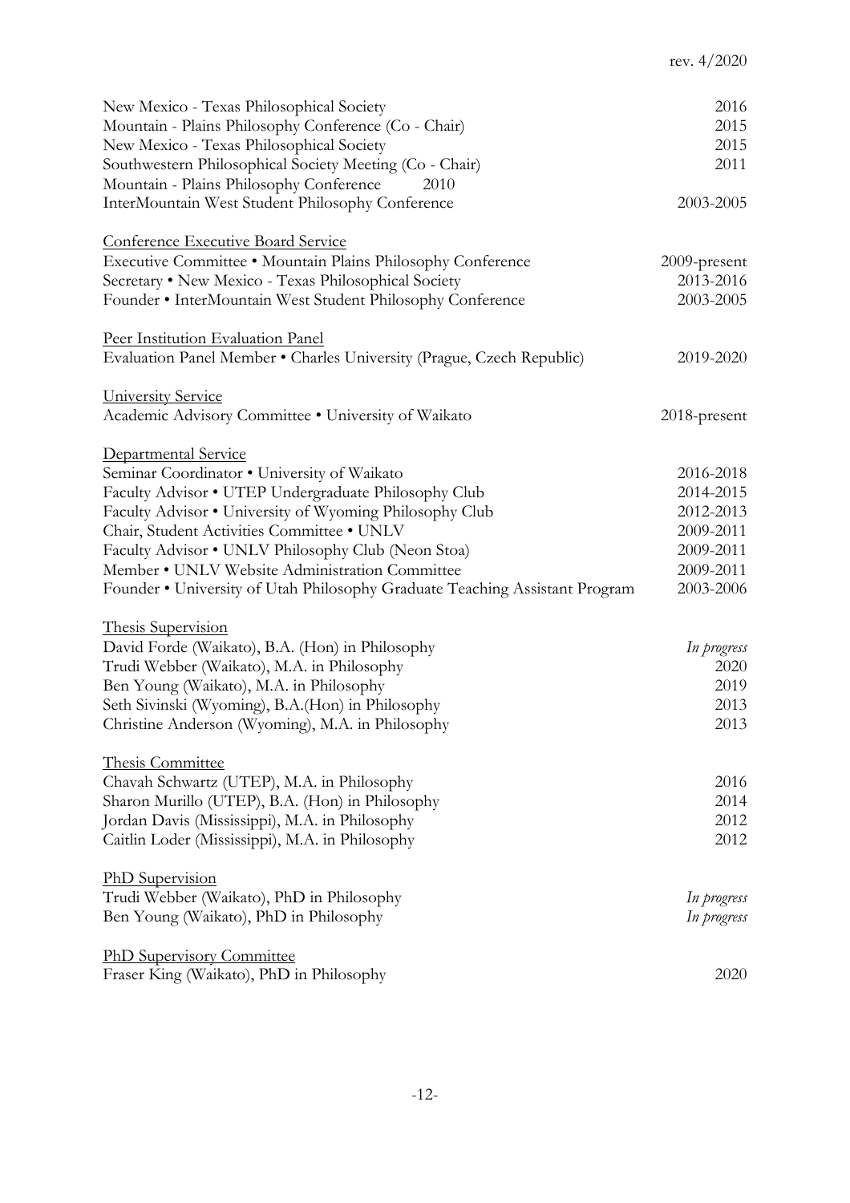New Mexico - Texas Philosophical Society 2016
Mountain - Plains Philosophy Conference (Co - Chair) 2015
New Mexico - Texas Philosophical Society 2015
Southwestern Philosophical Society Meeting (Co - Chair) 2011
Mountain - Plains Philosophy Conference 2010
InterMountain West Student Philosophy Conference 2003-2005

Conference Executive Board Service

Executive Committee • Mountain Plains Philosophy Conference 2009-present
Secretary • New Mexico - Texas Philosophical Society 2013-2016
Founder • InterMountain West Student Philosophy Conference 2003-2005

Peer Institution Evaluation Panel

Evaluation Panel Member • Charles University (Prague, Czech Republic) 2019-2020

University Service

Academic Advisory Committee • University of Waikato 2018-present

Departmental Service

Seminar Coordinator • University of Waikato 2016-2018
Faculty Advisor • UTEP Undergraduate Philosophy Club 2014-2015
Faculty Advisor • University of Wyoming Philosophy Club 2012-2013
Chair, Student Activities Committee • UNLV 2009-2011
Faculty Advisor • UNLV Philosophy Club (Neon Stoa) 2009-2011
Member • UNLV Website Administration Committee 2009-2011
Founder • University of Utah Philosophy Graduate Teaching Assistant Program 2003-2006

Thesis Supervision

David Forde (Waikato), B.A. (Hon) in Philosophy *In progress*
Trudi Webber (Waikato), M.A. in Philosophy 2020
Ben Young (Waikato), M.A. in Philosophy 2019
Seth Sivinski (Wyoming), B.A.(Hon) in Philosophy 2013
Christine Anderson (Wyoming), M.A. in Philosophy 2013

Thesis Committee

Chavah Schwartz (UTEP), M.A. in Philosophy 2016
Sharon Murillo (UTEP), B.A. (Hon) in Philosophy 2014
Jordan Davis (Mississippi), M.A. in Philosophy 2012
Caitlin Loder (Mississippi), M.A. in Philosophy 2012

PhD Supervision

Trudi Webber (Waikato), PhD in Philosophy *In progress*
Ben Young (Waikato), PhD in Philosophy *In progress*

PhD Supervisory Committee

Fraser King (Waikato), PhD in Philosophy 2020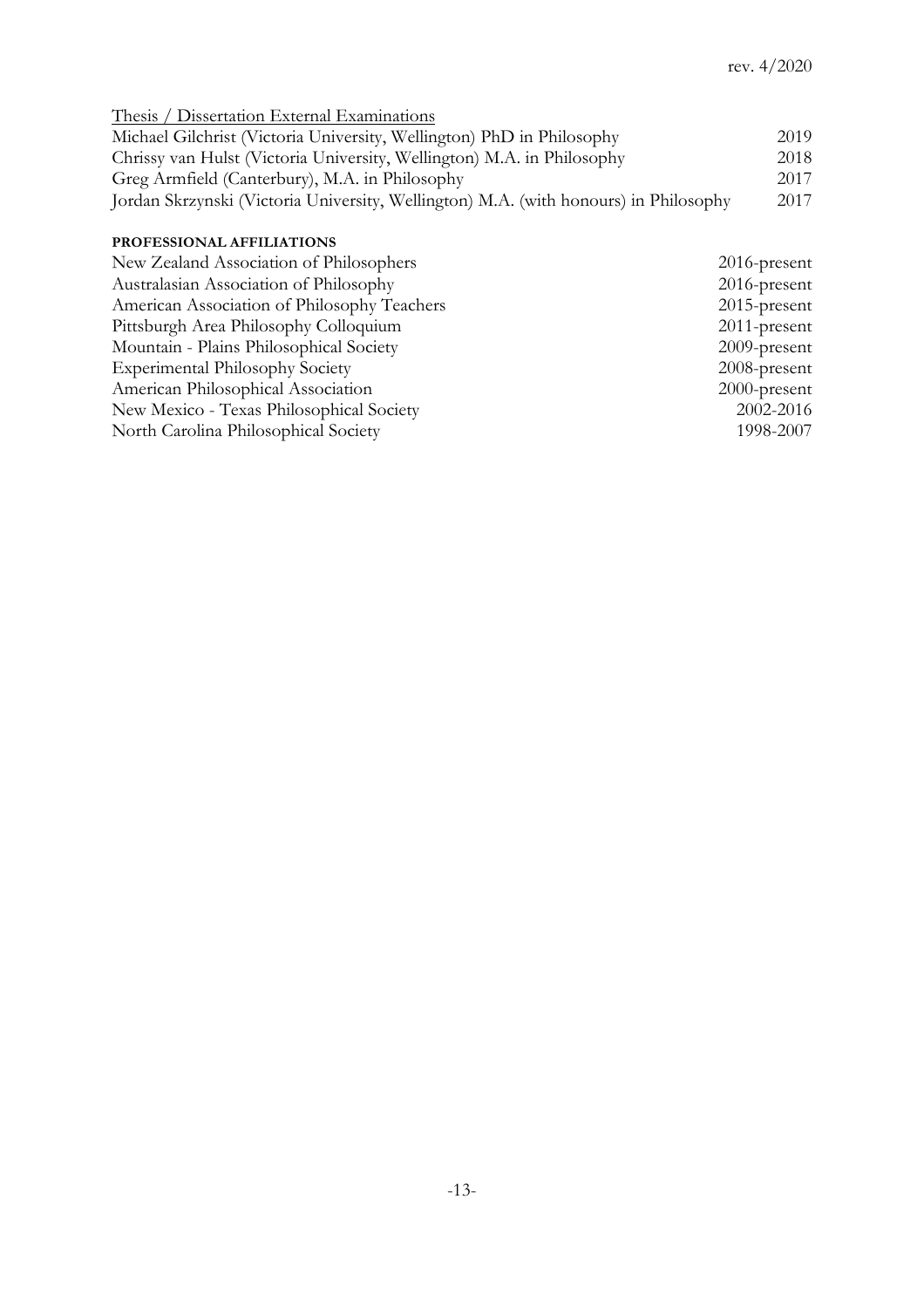Thesis / Dissertation External Examinations

| | |
|---|---|
| Michael Gilchrist (Victoria University, Wellington) PhD in Philosophy | 2019 |
| Chrissy van Hulst (Victoria University, Wellington) M.A. in Philosophy | 2018 |
| Greg Armfield (Canterbury), M.A. in Philosophy | 2017 |
| Jordan Skrzynski (Victoria University, Wellington) M.A. (with honours) in Philosophy | 2017 |

**PROFESSIONAL AFFILIATIONS**

| | |
|---|---|
| New Zealand Association of Philosophers | 2016-present |
| Australasian Association of Philosophy | 2016-present |
| American Association of Philosophy Teachers | 2015-present |
| Pittsburgh Area Philosophy Colloquium | 2011-present |
| Mountain - Plains Philosophical Society | 2009-present |
| Experimental Philosophy Society | 2008-present |
| American Philosophical Association | 2000-present |
| New Mexico - Texas Philosophical Society | 2002-2016 |
| North Carolina Philosophical Society | 1998-2007 |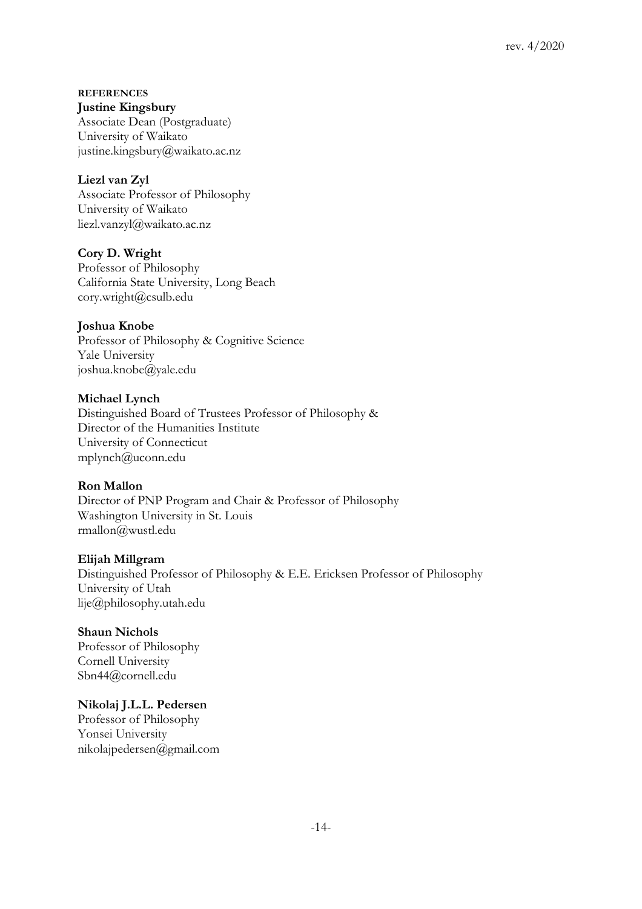## REFERENCES

**Justine Kingsbury**
Associate Dean (Postgraduate)
University of Waikato
justine.kingsbury@waikato.ac.nz

**Liezl van Zyl**
Associate Professor of Philosophy
University of Waikato
liezl.vanzyl@waikato.ac.nz

**Cory D. Wright**
Professor of Philosophy
California State University, Long Beach
cory.wright@csulb.edu

**Joshua Knobe**
Professor of Philosophy & Cognitive Science
Yale University
joshua.knobe@yale.edu

**Michael Lynch**
Distinguished Board of Trustees Professor of Philosophy &
Director of the Humanities Institute
University of Connecticut
mplynch@uconn.edu

**Ron Mallon**
Director of PNP Program and Chair & Professor of Philosophy
Washington University in St. Louis
rmallon@wustl.edu

**Elijah Millgram**
Distinguished Professor of Philosophy & E.E. Ericksen Professor of Philosophy
University of Utah
lije@philosophy.utah.edu

**Shaun Nichols**
Professor of Philosophy
Cornell University
Sbn44@cornell.edu

**Nikolaj J.L.L. Pedersen**
Professor of Philosophy
Yonsei University
nikolajpedersen@gmail.com